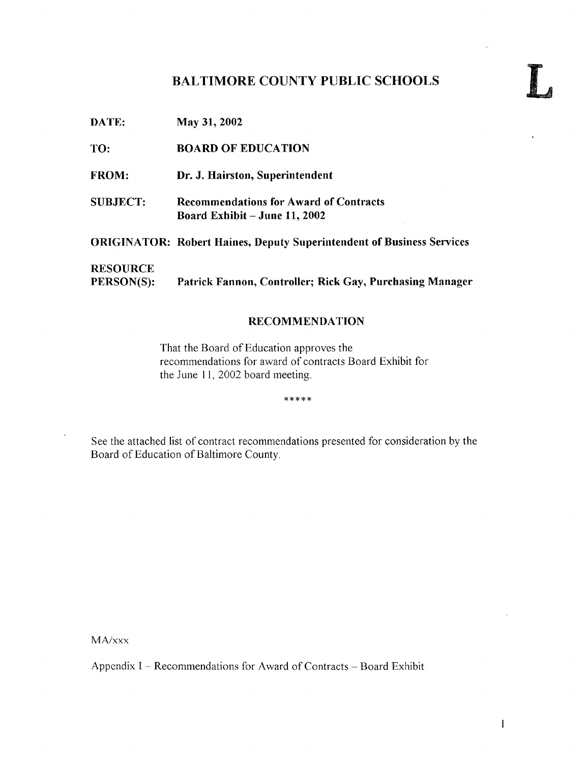# BALTIMORE COUNTY PUBLIC SCHOOLS

**L**

**DATE:** May 31, 2002

**TO:** BOARD OF EDUCATION

**FROM:** Dr. J. Hairston, Superintendent

**SUBJECT:** Recommendations for Award of Contracts
Board Exhibit – June 11, 2002

**ORIGINATOR:** Robert Haines, Deputy Superintendent of Business Services

**RESOURCE PERSON(S):** Patrick Fannon, Controller; Rick Gay, Purchasing Manager

## RECOMMENDATION

That the Board of Education approves the recommendations for award of contracts Board Exhibit for the June 11, 2002 board meeting.

*****

See the attached list of contract recommendations presented for consideration by the Board of Education of Baltimore County.

MA/xxx

Appendix I – Recommendations for Award of Contracts – Board Exhibit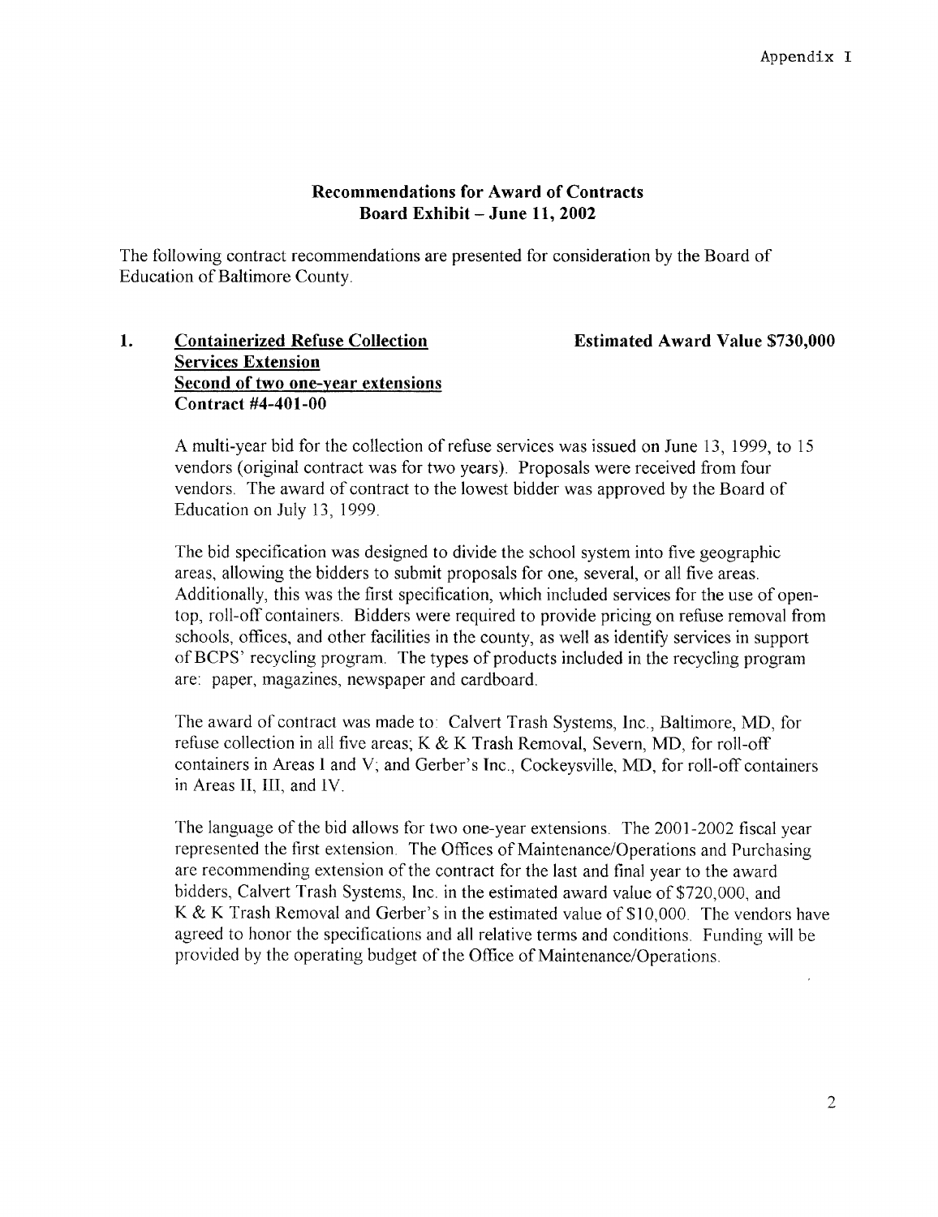Appendix I

## Recommendations for Award of Contracts
## Board Exhibit – June 11, 2002

The following contract recommendations are presented for consideration by the Board of Education of Baltimore County.

**1. <u>Containerized Refuse Collection Services Extension</u>**
**<u>Second of two one-year extensions</u>**
**Contract #4-401-00**

**Estimated Award Value $730,000**

A multi-year bid for the collection of refuse services was issued on June 13, 1999, to 15 vendors (original contract was for two years). Proposals were received from four vendors. The award of contract to the lowest bidder was approved by the Board of Education on July 13, 1999.

The bid specification was designed to divide the school system into five geographic areas, allowing the bidders to submit proposals for one, several, or all five areas. Additionally, this was the first specification, which included services for the use of open-top, roll-off containers. Bidders were required to provide pricing on refuse removal from schools, offices, and other facilities in the county, as well as identify services in support of BCPS' recycling program. The types of products included in the recycling program are: paper, magazines, newspaper and cardboard.

The award of contract was made to: Calvert Trash Systems, Inc., Baltimore, MD, for refuse collection in all five areas; K & K Trash Removal, Severn, MD, for roll-off containers in Areas I and V; and Gerber's Inc., Cockeysville, MD, for roll-off containers in Areas II, III, and IV.

The language of the bid allows for two one-year extensions. The 2001-2002 fiscal year represented the first extension. The Offices of Maintenance/Operations and Purchasing are recommending extension of the contract for the last and final year to the award bidders, Calvert Trash Systems, Inc. in the estimated award value of $720,000, and K & K Trash Removal and Gerber's in the estimated value of $10,000. The vendors have agreed to honor the specifications and all relative terms and conditions. Funding will be provided by the operating budget of the Office of Maintenance/Operations.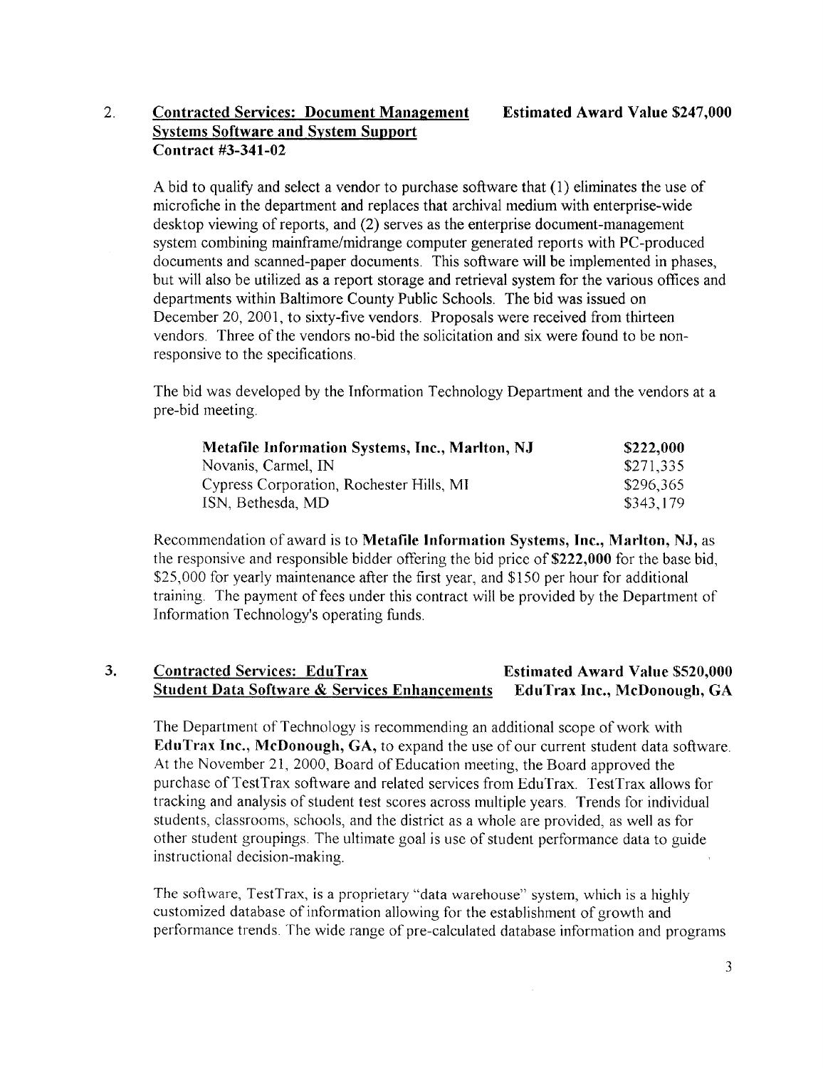2. **<u>Contracted Services: Document Management Systems Software and System Support</u>** **Estimated Award Value $247,000**
**Contract #3-341-02**

A bid to qualify and select a vendor to purchase software that (1) eliminates the use of microfiche in the department and replaces that archival medium with enterprise-wide desktop viewing of reports, and (2) serves as the enterprise document-management system combining mainframe/midrange computer generated reports with PC-produced documents and scanned-paper documents. This software will be implemented in phases, but will also be utilized as a report storage and retrieval system for the various offices and departments within Baltimore County Public Schools. The bid was issued on December 20, 2001, to sixty-five vendors. Proposals were received from thirteen vendors. Three of the vendors no-bid the solicitation and six were found to be non-responsive to the specifications.

The bid was developed by the Information Technology Department and the vendors at a pre-bid meeting.

| | |
|---|---|
| **Metafile Information Systems, Inc., Marlton, NJ** | **$222,000** |
| Novanis, Carmel, IN | $271,335 |
| Cypress Corporation, Rochester Hills, MI | $296,365 |
| ISN, Bethesda, MD | $343,179 |

Recommendation of award is to **Metafile Information Systems, Inc., Marlton, NJ,** as the responsive and responsible bidder offering the bid price of **$222,000** for the base bid, $25,000 for yearly maintenance after the first year, and $150 per hour for additional training. The payment of fees under this contract will be provided by the Department of Information Technology's operating funds.

3. **<u>Contracted Services: EduTrax Student Data Software & Services Enhancements</u>** **Estimated Award Value $520,000**
**EduTrax Inc., McDonough, GA**

The Department of Technology is recommending an additional scope of work with **EduTrax Inc., McDonough, GA,** to expand the use of our current student data software. At the November 21, 2000, Board of Education meeting, the Board approved the purchase of TestTrax software and related services from EduTrax. TestTrax allows for tracking and analysis of student test scores across multiple years. Trends for individual students, classrooms, schools, and the district as a whole are provided, as well as for other student groupings. The ultimate goal is use of student performance data to guide instructional decision-making.

The software, TestTrax, is a proprietary "data warehouse" system, which is a highly customized database of information allowing for the establishment of growth and performance trends. The wide range of pre-calculated database information and programs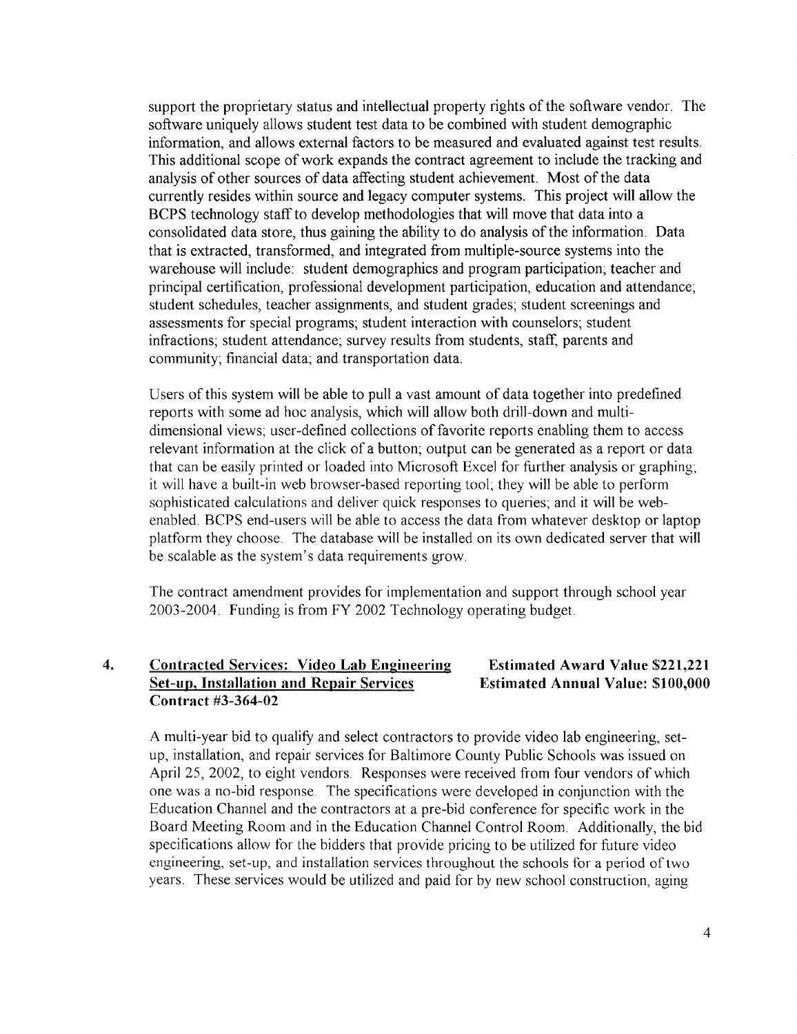support the proprietary status and intellectual property rights of the software vendor. The software uniquely allows student test data to be combined with student demographic information, and allows external factors to be measured and evaluated against test results. This additional scope of work expands the contract agreement to include the tracking and analysis of other sources of data affecting student achievement. Most of the data currently resides within source and legacy computer systems. This project will allow the BCPS technology staff to develop methodologies that will move that data into a consolidated data store, thus gaining the ability to do analysis of the information. Data that is extracted, transformed, and integrated from multiple-source systems into the warehouse will include: student demographics and program participation; teacher and principal certification, professional development participation, education and attendance; student schedules, teacher assignments, and student grades; student screenings and assessments for special programs; student interaction with counselors; student infractions; student attendance; survey results from students, staff, parents and community; financial data; and transportation data.

Users of this system will be able to pull a vast amount of data together into predefined reports with some ad hoc analysis, which will allow both drill-down and multi-dimensional views; user-defined collections of favorite reports enabling them to access relevant information at the click of a button; output can be generated as a report or data that can be easily printed or loaded into Microsoft Excel for further analysis or graphing; it will have a built-in web browser-based reporting tool; they will be able to perform sophisticated calculations and deliver quick responses to queries; and it will be web-enabled. BCPS end-users will be able to access the data from whatever desktop or laptop platform they choose. The database will be installed on its own dedicated server that will be scalable as the system's data requirements grow.

The contract amendment provides for implementation and support through school year 2003-2004. Funding is from FY 2002 Technology operating budget.

**4. Contracted Services: Video Lab Engineering Set-up, Installation and Repair Services Contract #3-364-02**

**Estimated Award Value $221,221**
**Estimated Annual Value: $100,000**

A multi-year bid to qualify and select contractors to provide video lab engineering, set-up, installation, and repair services for Baltimore County Public Schools was issued on April 25, 2002, to eight vendors. Responses were received from four vendors of which one was a no-bid response. The specifications were developed in conjunction with the Education Channel and the contractors at a pre-bid conference for specific work in the Board Meeting Room and in the Education Channel Control Room. Additionally, the bid specifications allow for the bidders that provide pricing to be utilized for future video engineering, set-up, and installation services throughout the schools for a period of two years. These services would be utilized and paid for by new school construction, aging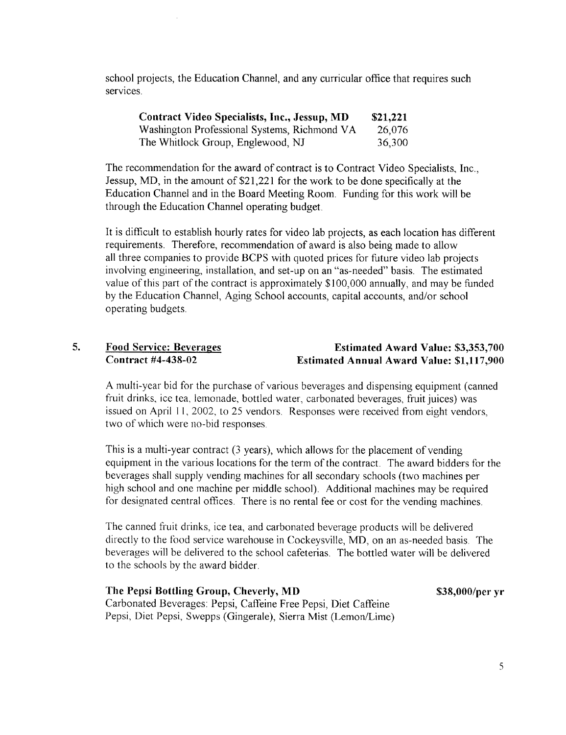school projects, the Education Channel, and any curricular office that requires such services.

| | |
|---|---|
| **Contract Video Specialists, Inc., Jessup, MD** | **$21,221** |
| Washington Professional Systems, Richmond VA | 26,076 |
| The Whitlock Group, Englewood, NJ | 36,300 |

The recommendation for the award of contract is to Contract Video Specialists, Inc., Jessup, MD, in the amount of $21,221 for the work to be done specifically at the Education Channel and in the Board Meeting Room. Funding for this work will be through the Education Channel operating budget.

It is difficult to establish hourly rates for video lab projects, as each location has different requirements. Therefore, recommendation of award is also being made to allow all three companies to provide BCPS with quoted prices for future video lab projects involving engineering, installation, and set-up on an "as-needed" basis. The estimated value of this part of the contract is approximately $100,000 annually, and may be funded by the Education Channel, Aging School accounts, capital accounts, and/or school operating budgets.

**5. Food Service: Beverages** — **Estimated Award Value: $3,353,700**
**Contract #4-438-02** — **Estimated Annual Award Value: $1,117,900**

A multi-year bid for the purchase of various beverages and dispensing equipment (canned fruit drinks, ice tea, lemonade, bottled water, carbonated beverages, fruit juices) was issued on April 11, 2002, to 25 vendors. Responses were received from eight vendors, two of which were no-bid responses.

This is a multi-year contract (3 years), which allows for the placement of vending equipment in the various locations for the term of the contract. The award bidders for the beverages shall supply vending machines for all secondary schools (two machines per high school and one machine per middle school). Additional machines may be required for designated central offices. There is no rental fee or cost for the vending machines.

The canned fruit drinks, ice tea, and carbonated beverage products will be delivered directly to the food service warehouse in Cockeysville, MD, on an as-needed basis. The beverages will be delivered to the school cafeterias. The bottled water will be delivered to the schools by the award bidder.

**The Pepsi Bottling Group, Cheverly, MD** — **$38,000/per yr**
Carbonated Beverages: Pepsi, Caffeine Free Pepsi, Diet Caffeine Pepsi, Diet Pepsi, Swepps (Gingerale), Sierra Mist (Lemon/Lime)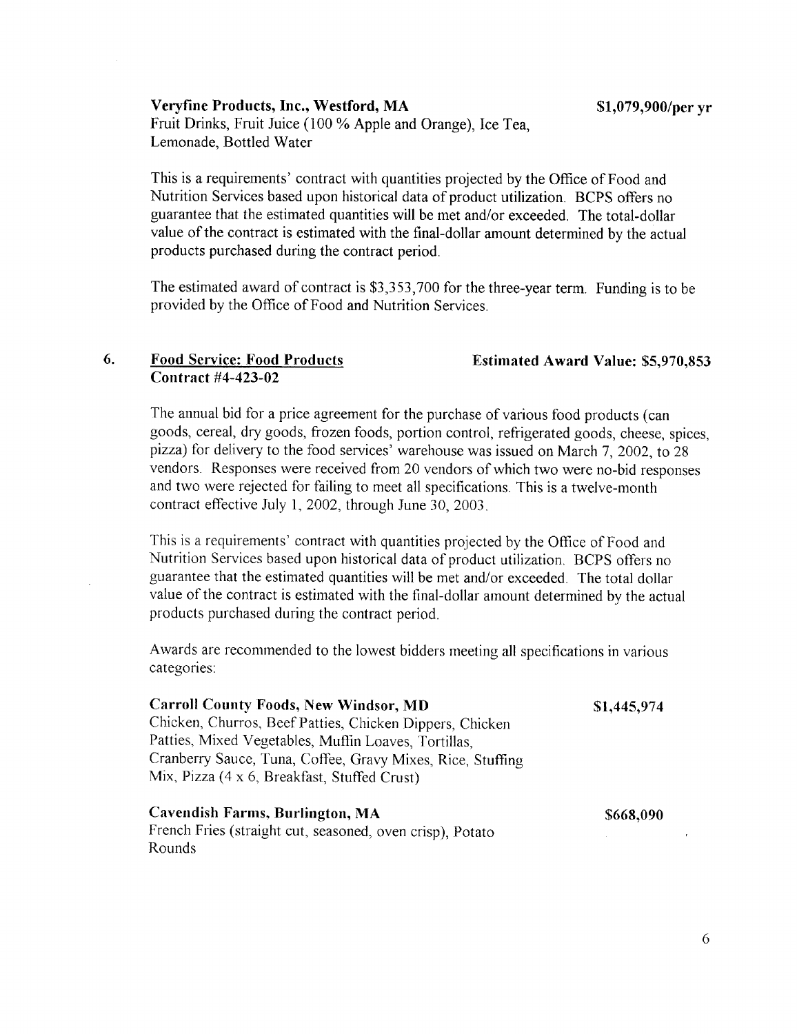**Veryfine Products, Inc., Westford, MA** **$1,079,900/per yr**
Fruit Drinks, Fruit Juice (100 % Apple and Orange), Ice Tea, Lemonade, Bottled Water

This is a requirements' contract with quantities projected by the Office of Food and Nutrition Services based upon historical data of product utilization. BCPS offers no guarantee that the estimated quantities will be met and/or exceeded. The total-dollar value of the contract is estimated with the final-dollar amount determined by the actual products purchased during the contract period.

The estimated award of contract is $3,353,700 for the three-year term. Funding is to be provided by the Office of Food and Nutrition Services.

6. **Food Service: Food Products** **Estimated Award Value: $5,970,853**
**Contract #4-423-02**

The annual bid for a price agreement for the purchase of various food products (can goods, cereal, dry goods, frozen foods, portion control, refrigerated goods, cheese, spices, pizza) for delivery to the food services' warehouse was issued on March 7, 2002, to 28 vendors. Responses were received from 20 vendors of which two were no-bid responses and two were rejected for failing to meet all specifications. This is a twelve-month contract effective July 1, 2002, through June 30, 2003.

This is a requirements' contract with quantities projected by the Office of Food and Nutrition Services based upon historical data of product utilization. BCPS offers no guarantee that the estimated quantities will be met and/or exceeded. The total dollar value of the contract is estimated with the final-dollar amount determined by the actual products purchased during the contract period.

Awards are recommended to the lowest bidders meeting all specifications in various categories:

**Carroll County Foods, New Windsor, MD** **$1,445,974**
Chicken, Churros, Beef Patties, Chicken Dippers, Chicken Patties, Mixed Vegetables, Muffin Loaves, Tortillas, Cranberry Sauce, Tuna, Coffee, Gravy Mixes, Rice, Stuffing Mix, Pizza (4 x 6, Breakfast, Stuffed Crust)

**Cavendish Farms, Burlington, MA** **$668,090**
French Fries (straight cut, seasoned, oven crisp), Potato Rounds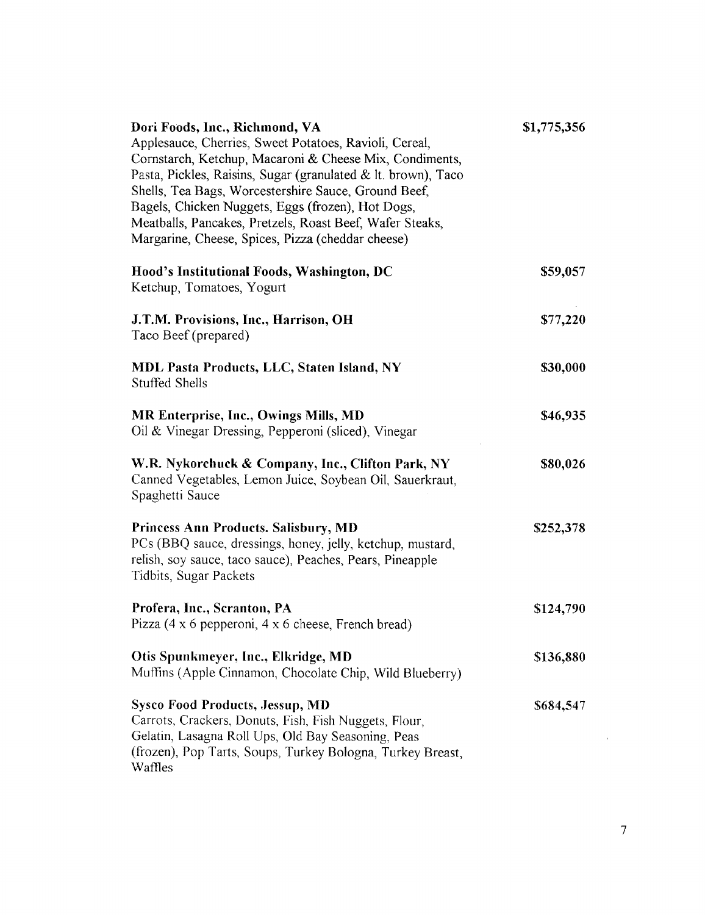**Dori Foods, Inc., Richmond, VA** — **$1,775,356**
Applesauce, Cherries, Sweet Potatoes, Ravioli, Cereal, Cornstarch, Ketchup, Macaroni & Cheese Mix, Condiments, Pasta, Pickles, Raisins, Sugar (granulated & lt. brown), Taco Shells, Tea Bags, Worcestershire Sauce, Ground Beef, Bagels, Chicken Nuggets, Eggs (frozen), Hot Dogs, Meatballs, Pancakes, Pretzels, Roast Beef, Wafer Steaks, Margarine, Cheese, Spices, Pizza (cheddar cheese)

**Hood's Institutional Foods, Washington, DC** — **$59,057**
Ketchup, Tomatoes, Yogurt

**J.T.M. Provisions, Inc., Harrison, OH** — **$77,220**
Taco Beef (prepared)

**MDL Pasta Products, LLC, Staten Island, NY** — **$30,000**
Stuffed Shells

**MR Enterprise, Inc., Owings Mills, MD** — **$46,935**
Oil & Vinegar Dressing, Pepperoni (sliced), Vinegar

**W.R. Nykorchuck & Company, Inc., Clifton Park, NY** — **$80,026**
Canned Vegetables, Lemon Juice, Soybean Oil, Sauerkraut, Spaghetti Sauce

**Princess Ann Products. Salisbury, MD** — **$252,378**
PCs (BBQ sauce, dressings, honey, jelly, ketchup, mustard, relish, soy sauce, taco sauce), Peaches, Pears, Pineapple Tidbits, Sugar Packets

**Profera, Inc., Scranton, PA** — **$124,790**
Pizza (4 x 6 pepperoni, 4 x 6 cheese, French bread)

**Otis Spunkmeyer, Inc., Elkridge, MD** — **$136,880**
Muffins (Apple Cinnamon, Chocolate Chip, Wild Blueberry)

**Sysco Food Products, Jessup, MD** — **$684,547**
Carrots, Crackers, Donuts, Fish, Fish Nuggets, Flour, Gelatin, Lasagna Roll Ups, Old Bay Seasoning, Peas (frozen), Pop Tarts, Soups, Turkey Bologna, Turkey Breast, Waffles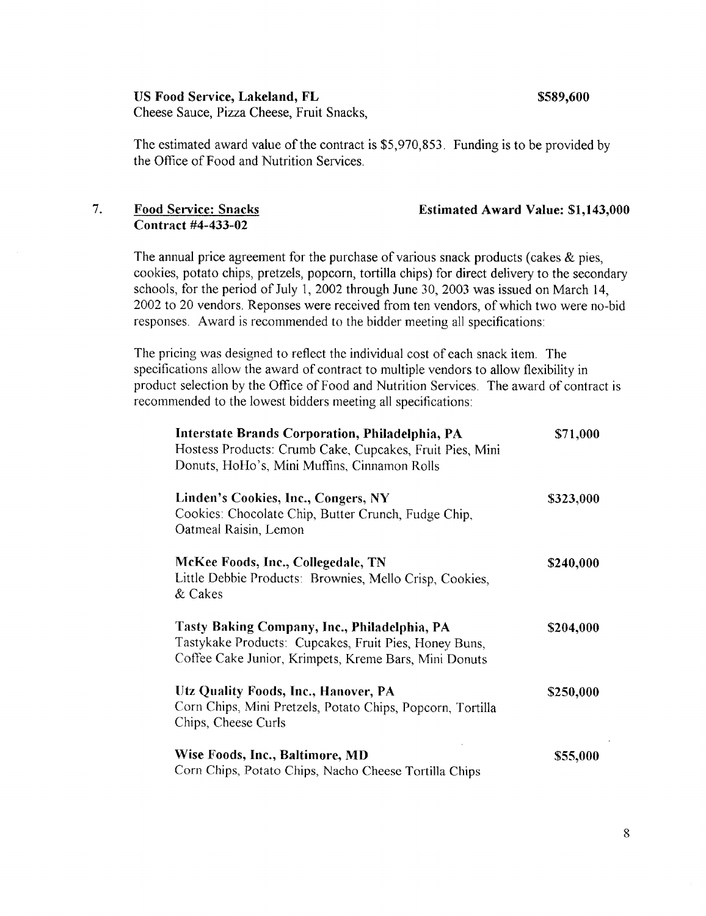**US Food Service, Lakeland, FL** **$589,600**
Cheese Sauce, Pizza Cheese, Fruit Snacks,

The estimated award value of the contract is $5,970,853. Funding is to be provided by the Office of Food and Nutrition Services.

7. **Food Service: Snacks** **Estimated Award Value: $1,143,000**
**Contract #4-433-02**

The annual price agreement for the purchase of various snack products (cakes & pies, cookies, potato chips, pretzels, popcorn, tortilla chips) for direct delivery to the secondary schools, for the period of July 1, 2002 through June 30, 2003 was issued on March 14, 2002 to 20 vendors. Reponses were received from ten vendors, of which two were no-bid responses. Award is recommended to the bidder meeting all specifications:

The pricing was designed to reflect the individual cost of each snack item. The specifications allow the award of contract to multiple vendors to allow flexibility in product selection by the Office of Food and Nutrition Services. The award of contract is recommended to the lowest bidders meeting all specifications:

**Interstate Brands Corporation, Philadelphia, PA** **$71,000**
Hostess Products: Crumb Cake, Cupcakes, Fruit Pies, Mini Donuts, HoHo's, Mini Muffins, Cinnamon Rolls

**Linden's Cookies, Inc., Congers, NY** **$323,000**
Cookies: Chocolate Chip, Butter Crunch, Fudge Chip, Oatmeal Raisin, Lemon

**McKee Foods, Inc., Collegedale, TN** **$240,000**
Little Debbie Products: Brownies, Mello Crisp, Cookies, & Cakes

**Tasty Baking Company, Inc., Philadelphia, PA** **$204,000**
Tastykake Products: Cupcakes, Fruit Pies, Honey Buns, Coffee Cake Junior, Krimpets, Kreme Bars, Mini Donuts

**Utz Quality Foods, Inc., Hanover, PA** **$250,000**
Corn Chips, Mini Pretzels, Potato Chips, Popcorn, Tortilla Chips, Cheese Curls

**Wise Foods, Inc., Baltimore, MD** **$55,000**
Corn Chips, Potato Chips, Nacho Cheese Tortilla Chips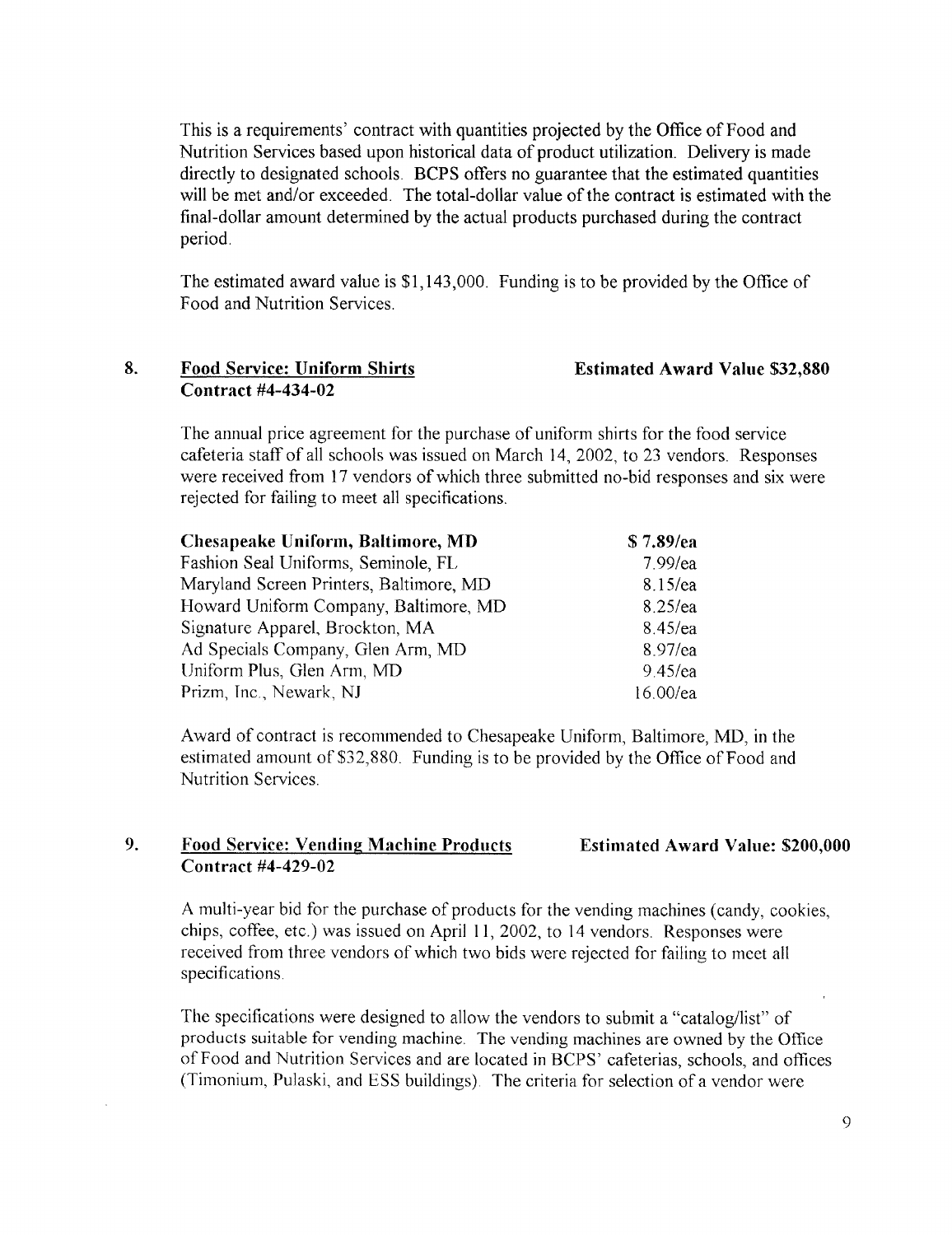This is a requirements' contract with quantities projected by the Office of Food and Nutrition Services based upon historical data of product utilization. Delivery is made directly to designated schools. BCPS offers no guarantee that the estimated quantities will be met and/or exceeded. The total-dollar value of the contract is estimated with the final-dollar amount determined by the actual products purchased during the contract period.

The estimated award value is $1,143,000. Funding is to be provided by the Office of Food and Nutrition Services.

**8. Food Service: Uniform Shirts — Estimated Award Value $32,880**
**Contract #4-434-02**

The annual price agreement for the purchase of uniform shirts for the food service cafeteria staff of all schools was issued on March 14, 2002, to 23 vendors. Responses were received from 17 vendors of which three submitted no-bid responses and six were rejected for failing to meet all specifications.

| Vendor | Price |
|---|---|
| **Chesapeake Uniform, Baltimore, MD** | **$ 7.89/ea** |
| Fashion Seal Uniforms, Seminole, FL | 7.99/ea |
| Maryland Screen Printers, Baltimore, MD | 8.15/ea |
| Howard Uniform Company, Baltimore, MD | 8.25/ea |
| Signature Apparel, Brockton, MA | 8.45/ea |
| Ad Specials Company, Glen Arm, MD | 8.97/ea |
| Uniform Plus, Glen Arm, MD | 9.45/ea |
| Prizm, Inc., Newark, NJ | 16.00/ea |

Award of contract is recommended to Chesapeake Uniform, Baltimore, MD, in the estimated amount of $32,880. Funding is to be provided by the Office of Food and Nutrition Services.

**9. Food Service: Vending Machine Products — Estimated Award Value: $200,000**
**Contract #4-429-02**

A multi-year bid for the purchase of products for the vending machines (candy, cookies, chips, coffee, etc.) was issued on April 11, 2002, to 14 vendors. Responses were received from three vendors of which two bids were rejected for failing to meet all specifications.

The specifications were designed to allow the vendors to submit a "catalog/list" of products suitable for vending machine. The vending machines are owned by the Office of Food and Nutrition Services and are located in BCPS' cafeterias, schools, and offices (Timonium, Pulaski, and ESS buildings). The criteria for selection of a vendor were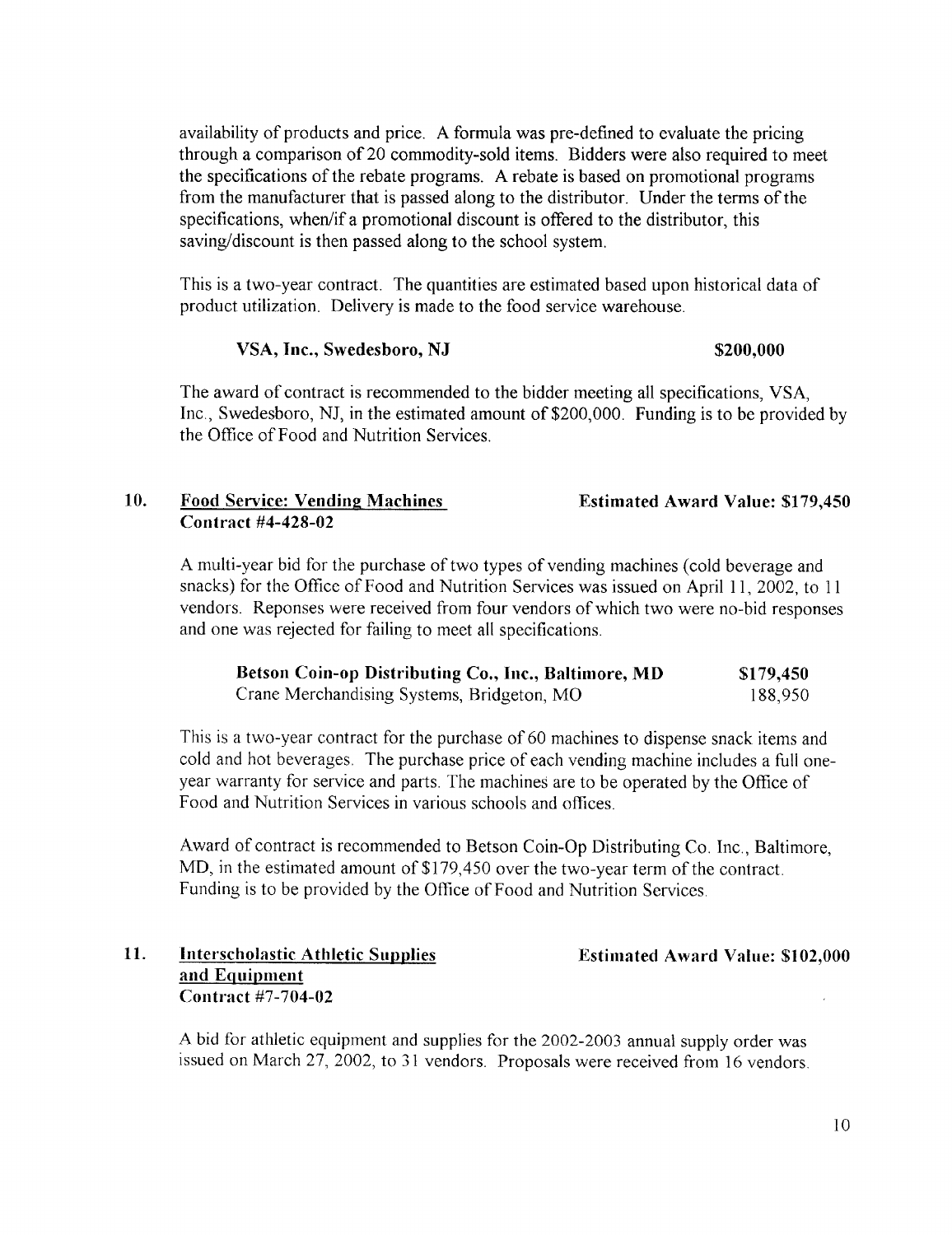availability of products and price. A formula was pre-defined to evaluate the pricing through a comparison of 20 commodity-sold items. Bidders were also required to meet the specifications of the rebate programs. A rebate is based on promotional programs from the manufacturer that is passed along to the distributor. Under the terms of the specifications, when/if a promotional discount is offered to the distributor, this saving/discount is then passed along to the school system.

This is a two-year contract. The quantities are estimated based upon historical data of product utilization. Delivery is made to the food service warehouse.

| | |
|---|---|
| **VSA, Inc., Swedesboro, NJ** | **$200,000** |

The award of contract is recommended to the bidder meeting all specifications, VSA, Inc., Swedesboro, NJ, in the estimated amount of $200,000. Funding is to be provided by the Office of Food and Nutrition Services.

## 10. Food Service: Vending Machines — Estimated Award Value: $179,450

**Contract #4-428-02**

A multi-year bid for the purchase of two types of vending machines (cold beverage and snacks) for the Office of Food and Nutrition Services was issued on April 11, 2002, to 11 vendors. Reponses were received from four vendors of which two were no-bid responses and one was rejected for failing to meet all specifications.

| | |
|---|---|
| **Betson Coin-op Distributing Co., Inc., Baltimore, MD** | **$179,450** |
| Crane Merchandising Systems, Bridgeton, MO | 188,950 |

This is a two-year contract for the purchase of 60 machines to dispense snack items and cold and hot beverages. The purchase price of each vending machine includes a full one-year warranty for service and parts. The machines are to be operated by the Office of Food and Nutrition Services in various schools and offices.

Award of contract is recommended to Betson Coin-Op Distributing Co. Inc., Baltimore, MD, in the estimated amount of $179,450 over the two-year term of the contract. Funding is to be provided by the Office of Food and Nutrition Services.

## 11. Interscholastic Athletic Supplies and Equipment — Estimated Award Value: $102,000

**Contract #7-704-02**

A bid for athletic equipment and supplies for the 2002-2003 annual supply order was issued on March 27, 2002, to 31 vendors. Proposals were received from 16 vendors.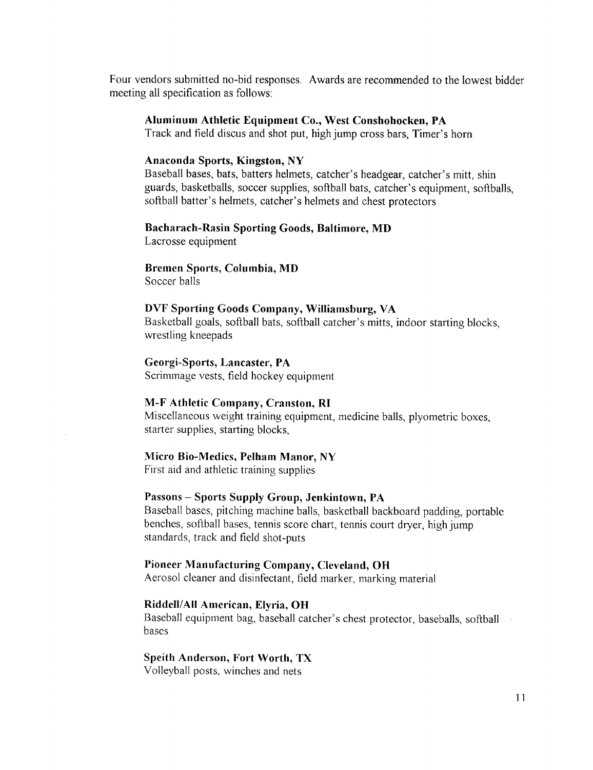Four vendors submitted no-bid responses. Awards are recommended to the lowest bidder meeting all specification as follows:

**Aluminum Athletic Equipment Co., West Conshohocken, PA**
Track and field discus and shot put, high jump cross bars, Timer's horn

**Anaconda Sports, Kingston, NY**
Baseball bases, bats, batters helmets, catcher's headgear, catcher's mitt, shin guards, basketballs, soccer supplies, softball bats, catcher's equipment, softballs, softball batter's helmets, catcher's helmets and chest protectors

**Bacharach-Rasin Sporting Goods, Baltimore, MD**
Lacrosse equipment

**Bremen Sports, Columbia, MD**
Soccer balls

**DVF Sporting Goods Company, Williamsburg, VA**
Basketball goals, softball bats, softball catcher's mitts, indoor starting blocks, wrestling kneepads

**Georgi-Sports, Lancaster, PA**
Scrimmage vests, field hockey equipment

**M-F Athletic Company, Cranston, RI**
Miscellaneous weight training equipment, medicine balls, plyometric boxes, starter supplies, starting blocks,

**Micro Bio-Medics, Pelham Manor, NY**
First aid and athletic training supplies

**Passons – Sports Supply Group, Jenkintown, PA**
Baseball bases, pitching machine balls, basketball backboard padding, portable benches, softball bases, tennis score chart, tennis court dryer, high jump standards, track and field shot-puts

**Pioneer Manufacturing Company, Cleveland, OH**
Aerosol cleaner and disinfectant, field marker, marking material

**Riddell/All American, Elyria, OH**
Baseball equipment bag, baseball catcher's chest protector, baseballs, softball bases

**Speith Anderson, Fort Worth, TX**
Volleyball posts, winches and nets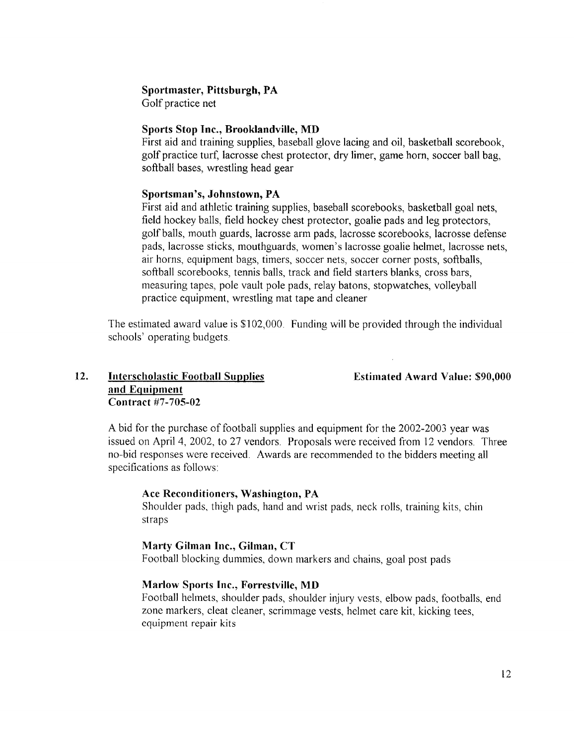**Sportmaster, Pittsburgh, PA**
Golf practice net

**Sports Stop Inc., Brooklandville, MD**
First aid and training supplies, baseball glove lacing and oil, basketball scorebook, golf practice turf, lacrosse chest protector, dry limer, game horn, soccer ball bag, softball bases, wrestling head gear

**Sportsman's, Johnstown, PA**
First aid and athletic training supplies, baseball scorebooks, basketball goal nets, field hockey balls, field hockey chest protector, goalie pads and leg protectors, golf balls, mouth guards, lacrosse arm pads, lacrosse scorebooks, lacrosse defense pads, lacrosse sticks, mouthguards, women's lacrosse goalie helmet, lacrosse nets, air horns, equipment bags, timers, soccer nets, soccer corner posts, softballs, softball scorebooks, tennis balls, track and field starters blanks, cross bars, measuring tapes, pole vault pole pads, relay batons, stopwatches, volleyball practice equipment, wrestling mat tape and cleaner

The estimated award value is $102,000. Funding will be provided through the individual schools' operating budgets.

**12. <u>Interscholastic Football Supplies and Equipment</u>** **Estimated Award Value: $90,000**
**Contract #7-705-02**

A bid for the purchase of football supplies and equipment for the 2002-2003 year was issued on April 4, 2002, to 27 vendors. Proposals were received from 12 vendors. Three no-bid responses were received. Awards are recommended to the bidders meeting all specifications as follows:

**Ace Reconditioners, Washington, PA**
Shoulder pads, thigh pads, hand and wrist pads, neck rolls, training kits, chin straps

**Marty Gilman Inc., Gilman, CT**
Football blocking dummies, down markers and chains, goal post pads

**Marlow Sports Inc., Forrestville, MD**
Football helmets, shoulder pads, shoulder injury vests, elbow pads, footballs, end zone markers, cleat cleaner, scrimmage vests, helmet care kit, kicking tees, equipment repair kits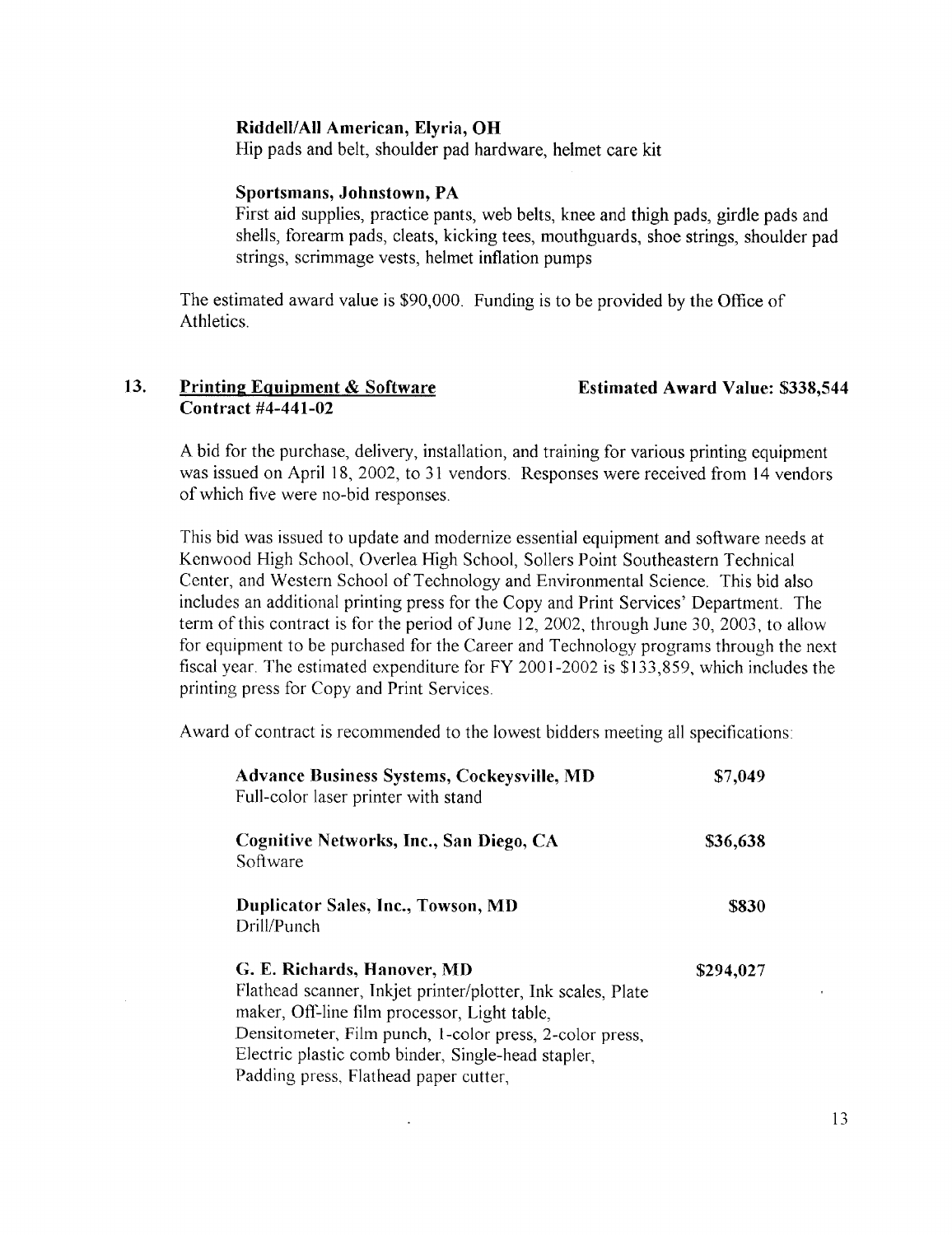**Riddell/All American, Elyria, OH**
Hip pads and belt, shoulder pad hardware, helmet care kit

**Sportsmans, Johnstown, PA**
First aid supplies, practice pants, web belts, knee and thigh pads, girdle pads and shells, forearm pads, cleats, kicking tees, mouthguards, shoe strings, shoulder pad strings, scrimmage vests, helmet inflation pumps

The estimated award value is $90,000. Funding is to be provided by the Office of Athletics.

## 13. Printing Equipment & Software — Estimated Award Value: $338,544

**Contract #4-441-02**

A bid for the purchase, delivery, installation, and training for various printing equipment was issued on April 18, 2002, to 31 vendors. Responses were received from 14 vendors of which five were no-bid responses.

This bid was issued to update and modernize essential equipment and software needs at Kenwood High School, Overlea High School, Sollers Point Southeastern Technical Center, and Western School of Technology and Environmental Science. This bid also includes an additional printing press for the Copy and Print Services' Department. The term of this contract is for the period of June 12, 2002, through June 30, 2003, to allow for equipment to be purchased for the Career and Technology programs through the next fiscal year. The estimated expenditure for FY 2001-2002 is $133,859, which includes the printing press for Copy and Print Services.

Award of contract is recommended to the lowest bidders meeting all specifications:

| Vendor / Items | Amount |
|---|---|
| **Advance Business Systems, Cockeysville, MD**<br>Full-color laser printer with stand | $7,049 |
| **Cognitive Networks, Inc., San Diego, CA**<br>Software | $36,638 |
| **Duplicator Sales, Inc., Towson, MD**<br>Drill/Punch | $830 |
| **G. E. Richards, Hanover, MD**<br>Flathead scanner, Inkjet printer/plotter, Ink scales, Plate maker, Off-line film processor, Light table, Densitometer, Film punch, 1-color press, 2-color press, Electric plastic comb binder, Single-head stapler, Padding press, Flathead paper cutter, | $294,027 |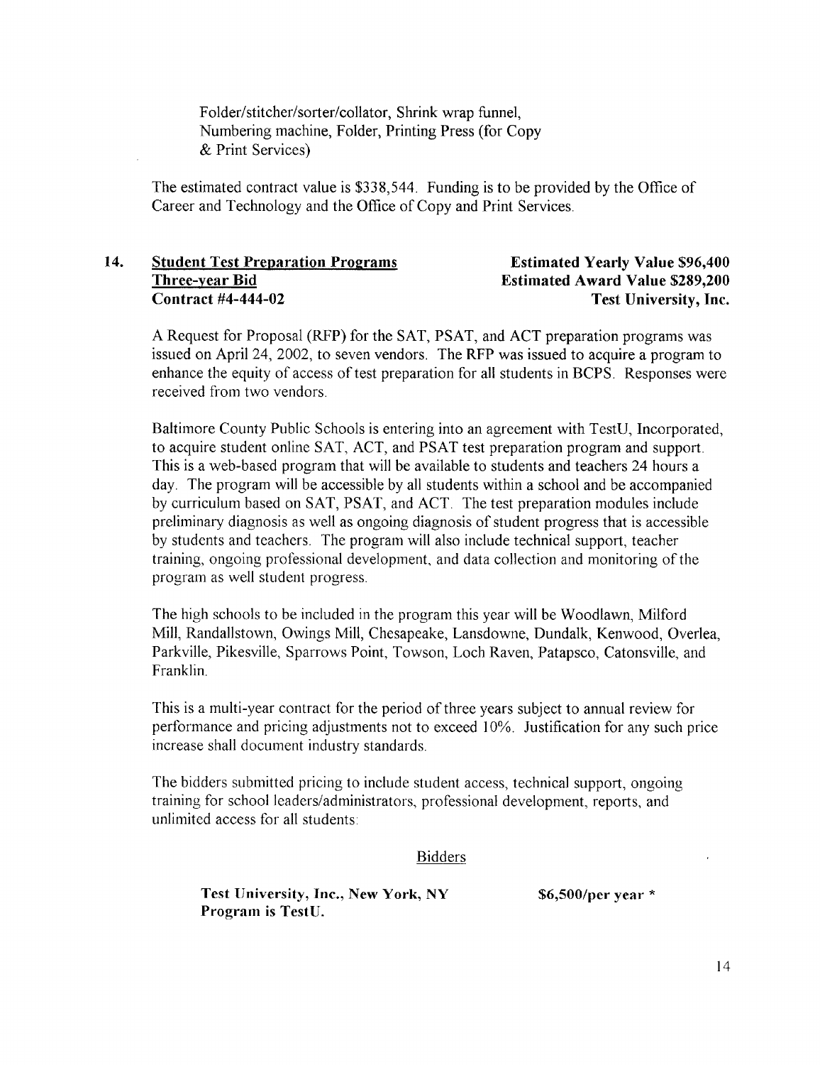Folder/stitcher/sorter/collator, Shrink wrap funnel, Numbering machine, Folder, Printing Press (for Copy & Print Services)

The estimated contract value is $338,544. Funding is to be provided by the Office of Career and Technology and the Office of Copy and Print Services.

**14. <u>Student Test Preparation Programs</u>** **Estimated Yearly Value $96,400**
**<u>Three-year Bid</u>** **Estimated Award Value $289,200**
**Contract #4-444-02** **Test University, Inc.**

A Request for Proposal (RFP) for the SAT, PSAT, and ACT preparation programs was issued on April 24, 2002, to seven vendors. The RFP was issued to acquire a program to enhance the equity of access of test preparation for all students in BCPS. Responses were received from two vendors.

Baltimore County Public Schools is entering into an agreement with TestU, Incorporated, to acquire student online SAT, ACT, and PSAT test preparation program and support. This is a web-based program that will be available to students and teachers 24 hours a day. The program will be accessible by all students within a school and be accompanied by curriculum based on SAT, PSAT, and ACT. The test preparation modules include preliminary diagnosis as well as ongoing diagnosis of student progress that is accessible by students and teachers. The program will also include technical support, teacher training, ongoing professional development, and data collection and monitoring of the program as well student progress.

The high schools to be included in the program this year will be Woodlawn, Milford Mill, Randallstown, Owings Mill, Chesapeake, Lansdowne, Dundalk, Kenwood, Overlea, Parkville, Pikesville, Sparrows Point, Towson, Loch Raven, Patapsco, Catonsville, and Franklin.

This is a multi-year contract for the period of three years subject to annual review for performance and pricing adjustments not to exceed 10%. Justification for any such price increase shall document industry standards.

The bidders submitted pricing to include student access, technical support, ongoing training for school leaders/administrators, professional development, reports, and unlimited access for all students:

<u>Bidders</u>

**Test University, Inc., New York, NY** **$6,500/per year ***
**Program is TestU.**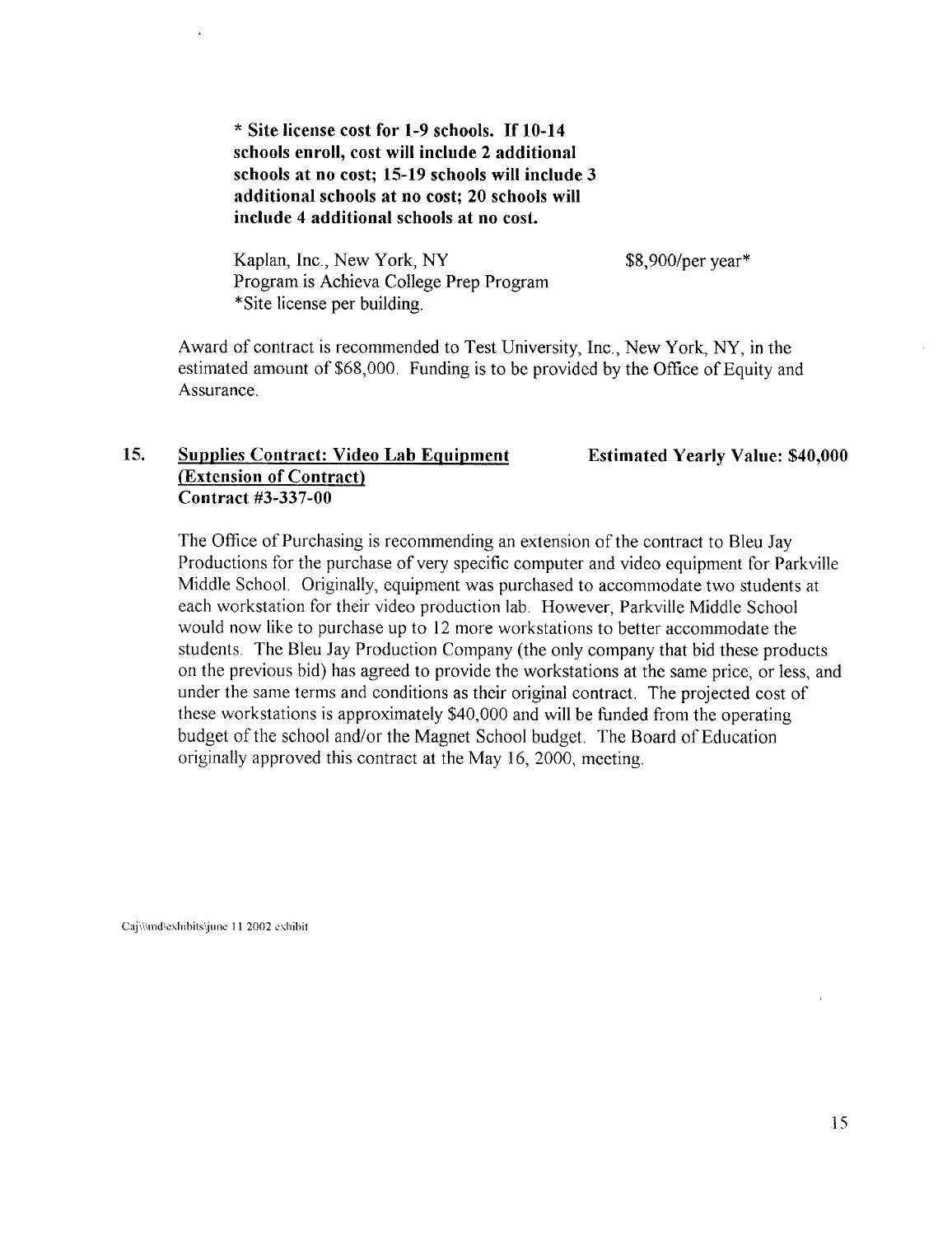**\* Site license cost for 1-9 schools. If 10-14 schools enroll, cost will include 2 additional schools at no cost; 15-19 schools will include 3 additional schools at no cost; 20 schools will include 4 additional schools at no cost.**

Kaplan, Inc., New York, NY — $8,900/per year*
Program is Achieva College Prep Program
*Site license per building.

Award of contract is recommended to Test University, Inc., New York, NY, in the estimated amount of $68,000. Funding is to be provided by the Office of Equity and Assurance.

**15. <u>Supplies Contract: Video Lab Equipment (Extension of Contract)</u>** — **Estimated Yearly Value: $40,000**
**Contract #3-337-00**

The Office of Purchasing is recommending an extension of the contract to Bleu Jay Productions for the purchase of very specific computer and video equipment for Parkville Middle School. Originally, equipment was purchased to accommodate two students at each workstation for their video production lab. However, Parkville Middle School would now like to purchase up to 12 more workstations to better accommodate the students. The Bleu Jay Production Company (the only company that bid these products on the previous bid) has agreed to provide the workstations at the same price, or less, and under the same terms and conditions as their original contract. The projected cost of these workstations is approximately $40,000 and will be funded from the operating budget of the school and/or the Magnet School budget. The Board of Education originally approved this contract at the May 16, 2000, meeting.

Caj\\md\exhibits\june 11 2002 exhibit